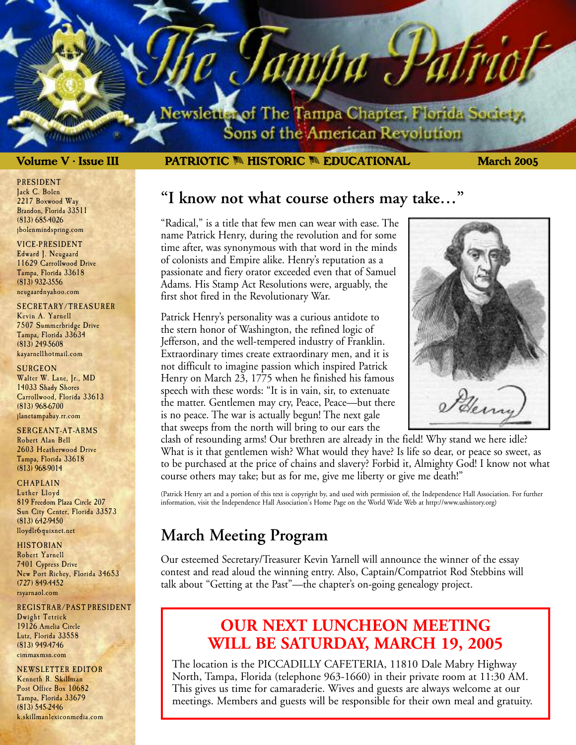# The Tampa Patriot

Newsletter of The Tampa Chapter, Florida Society, Sons of the American Revolution

**Volume V · Issue III** **PATRIOTIC HISTORIC EDUCATIONAL** **March 2005**

PRESIDENT
Jack C. Bolen
2217 Boxwood Way
Brandon, Florida 33511
(813) 685-4026
jbolenmindspring.com

VICE-PRESIDENT
Edward J. Neugaard
11629 Carrollwood Drive
Tampa, Florida 33618
(813) 932-3556
neugaardnyahoo.com

SECRETARY/TREASURER
Kevin A. Yarnell
7507 Summerbridge Drive
Tampa, Florida 33634
(813) 249-5608
kayarnellhotmail.com

SURGEON
Walter W. Lane, Jr., MD
14033 Shady Shores
Carrollwood, Florida 33613
(813) 968-6700
jlanetampabay.rr.com

SERGEANT-AT-ARMS
Robert Alan Bell
2603 Heatherwood Drive
Tampa, Florida 33618
(813) 968-9014

CHAPLAIN
Luther Lloyd
819 Freedom Plaza Circle 207
Sun City Center, Florida 33573
(813) 642-9450
lloydlr6quixnet.net

HISTORIAN
Robert Yarnell
7401 Cypress Drive
New Port Richey, Florida 34653
(727) 849-4452
rsyarnaol.com

REGISTRAR/PAST PRESIDENT
Dwight Tetrick
19126 Amelia Circle
Lutz, Florida 33558
(813) 949-4746
cimmaxmsn.com

NEWSLETTER EDITOR
Kenneth R. Skillman
Post Office Box 10682
Tampa, Florida 33679
(813) 545-2446
k.skillmanlexiconmedia.com

## "I know not what course others may take…"

"Radical," is a title that few men can wear with ease. The name Patrick Henry, during the revolution and for some time after, was synonymous with that word in the minds of colonists and Empire alike. Henry's reputation as a passionate and fiery orator exceeded even that of Samuel Adams. His Stamp Act Resolutions were, arguably, the first shot fired in the Revolutionary War.

Patrick Henry's personality was a curious antidote to the stern honor of Washington, the refined logic of Jefferson, and the well-tempered industry of Franklin. Extraordinary times create extraordinary men, and it is not difficult to imagine passion which inspired Patrick Henry on March 23, 1775 when he finished his famous speech with these words: "It is in vain, sir, to extenuate the matter. Gentlemen may cry, Peace, Peace—but there is no peace. The war is actually begun! The next gale that sweeps from the north will bring to our ears the clash of resounding arms! Our brethren are already in the field! Why stand we here idle? What is it that gentlemen wish? What would they have? Is life so dear, or peace so sweet, as to be purchased at the price of chains and slavery? Forbid it, Almighty God! I know not what course others may take; but as for me, give me liberty or give me death!"

(Patrick Henry art and a portion of this text is copyright by, and used with permission of, the Independence Hall Association. For further information, visit the Independence Hall Association's Home Page on the World Wide Web at http://www.ushistory.org)

## March Meeting Program

Our esteemed Secretary/Treasurer Kevin Yarnell will announce the winner of the essay contest and read aloud the winning entry. Also, Captain/Compatriot Rod Stebbins will talk about "Getting at the Past"—the chapter's on-going genealogy project.

### OUR NEXT LUNCHEON MEETING WILL BE SATURDAY, MARCH 19, 2005

The location is the PICCADILLY CAFETERIA, 11810 Dale Mabry Highway North, Tampa, Florida (telephone 963-1660) in their private room at 11:30 AM. This gives us time for camaraderie. Wives and guests are always welcome at our meetings. Members and guests will be responsible for their own meal and gratuity.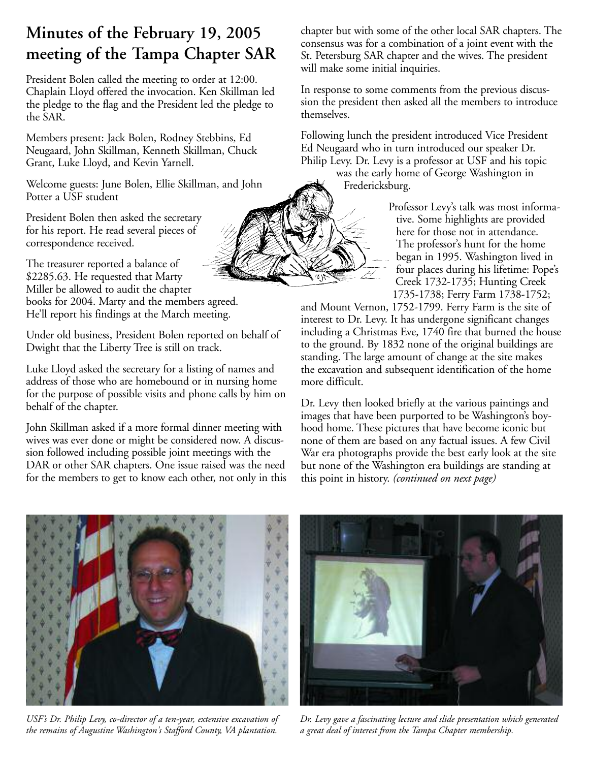# Minutes of the February 19, 2005 meeting of the Tampa Chapter SAR

President Bolen called the meeting to order at 12:00. Chaplain Lloyd offered the invocation. Ken Skillman led the pledge to the flag and the President led the pledge to the SAR.

Members present: Jack Bolen, Rodney Stebbins, Ed Neugaard, John Skillman, Kenneth Skillman, Chuck Grant, Luke Lloyd, and Kevin Yarnell.

Welcome guests: June Bolen, Ellie Skillman, and John Potter a USF student

President Bolen then asked the secretary for his report. He read several pieces of correspondence received.

The treasurer reported a balance of $2285.63. He requested that Marty Miller be allowed to audit the chapter books for 2004. Marty and the members agreed. He'll report his findings at the March meeting.

Under old business, President Bolen reported on behalf of Dwight that the Liberty Tree is still on track.

Luke Lloyd asked the secretary for a listing of names and address of those who are homebound or in nursing home for the purpose of possible visits and phone calls by him on behalf of the chapter.

John Skillman asked if a more formal dinner meeting with wives was ever done or might be considered now. A discussion followed including possible joint meetings with the DAR or other SAR chapters. One issue raised was the need for the members to get to know each other, not only in this chapter but with some of the other local SAR chapters. The consensus was for a combination of a joint event with the St. Petersburg SAR chapter and the wives. The president will make some initial inquiries.

In response to some comments from the previous discussion the president then asked all the members to introduce themselves.

Following lunch the president introduced Vice President Ed Neugaard who in turn introduced our speaker Dr. Philip Levy. Dr. Levy is a professor at USF and his topic was the early home of George Washington in Fredericksburg.

Professor Levy's talk was most informative. Some highlights are provided here for those not in attendance. The professor's hunt for the home began in 1995. Washington lived in four places during his lifetime: Pope's Creek 1732-1735; Hunting Creek 1735-1738; Ferry Farm 1738-1752; and Mount Vernon, 1752-1799. Ferry Farm is the site of interest to Dr. Levy. It has undergone significant changes including a Christmas Eve, 1740 fire that burned the house to the ground. By 1832 none of the original buildings are standing. The large amount of change at the site makes the excavation and subsequent identification of the home more difficult.

Dr. Levy then looked briefly at the various paintings and images that have been purported to be Washington's boyhood home. These pictures that have become iconic but none of them are based on any factual issues. A few Civil War era photographs provide the best early look at the site but none of the Washington era buildings are standing at this point in history. *(continued on next page)*

*USF's Dr. Philip Levy, co-director of a ten-year, extensive excavation of the remains of Augustine Washington's Stafford County, VA plantation.*

*Dr. Levy gave a fascinating lecture and slide presentation which generated a great deal of interest from the Tampa Chapter membership.*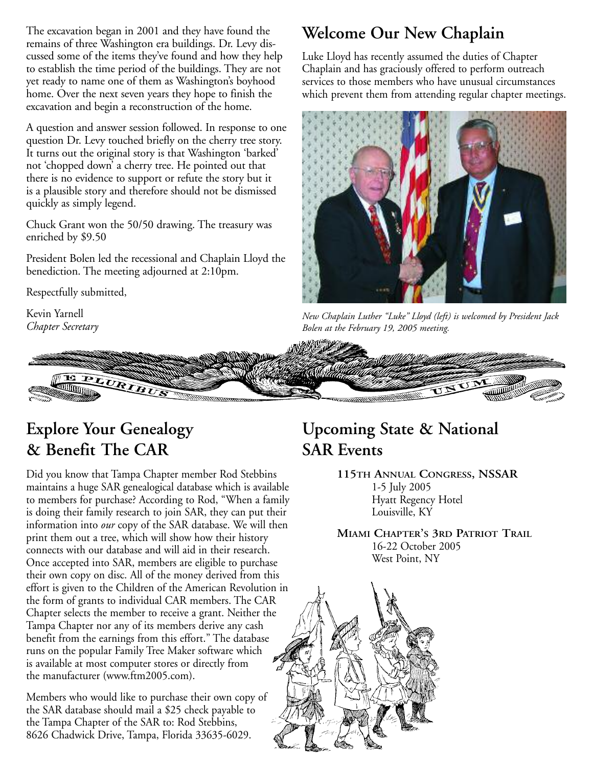The excavation began in 2001 and they have found the remains of three Washington era buildings. Dr. Levy discussed some of the items they've found and how they help to establish the time period of the buildings. They are not yet ready to name one of them as Washington's boyhood home. Over the next seven years they hope to finish the excavation and begin a reconstruction of the home.

A question and answer session followed. In response to one question Dr. Levy touched briefly on the cherry tree story. It turns out the original story is that Washington 'barked' not 'chopped down' a cherry tree. He pointed out that there is no evidence to support or refute the story but it is a plausible story and therefore should not be dismissed quickly as simply legend.

Chuck Grant won the 50/50 drawing. The treasury was enriched by $9.50

President Bolen led the recessional and Chaplain Lloyd the benediction. The meeting adjourned at 2:10pm.

Respectfully submitted,

Kevin Yarnell
*Chapter Secretary*

## Welcome Our New Chaplain

Luke Lloyd has recently assumed the duties of Chapter Chaplain and has graciously offered to perform outreach services to those members who have unusual circumstances which prevent them from attending regular chapter meetings.

*New Chaplain Luther "Luke" Lloyd (left) is welcomed by President Jack Bolen at the February 19, 2005 meeting.*

## Explore Your Genealogy & Benefit The CAR

Did you know that Tampa Chapter member Rod Stebbins maintains a huge SAR genealogical database which is available to members for purchase? According to Rod, "When a family is doing their family research to join SAR, they can put their information into *our* copy of the SAR database. We will then print them out a tree, which will show how their history connects with our database and will aid in their research. Once accepted into SAR, members are eligible to purchase their own copy on disc. All of the money derived from this effort is given to the Children of the American Revolution in the form of grants to individual CAR members. The CAR Chapter selects the member to receive a grant. Neither the Tampa Chapter nor any of its members derive any cash benefit from the earnings from this effort." The database runs on the popular Family Tree Maker software which is available at most computer stores or directly from the manufacturer (www.ftm2005.com).

Members who would like to purchase their own copy of the SAR database should mail a $25 check payable to the Tampa Chapter of the SAR to: Rod Stebbins, 8626 Chadwick Drive, Tampa, Florida 33635-6029.

## Upcoming State & National SAR Events

**115th Annual Congress, NSSAR**
1-5 July 2005
Hyatt Regency Hotel
Louisville, KY

**Miami Chapter's 3rd Patriot Trail**
16-22 October 2005
West Point, NY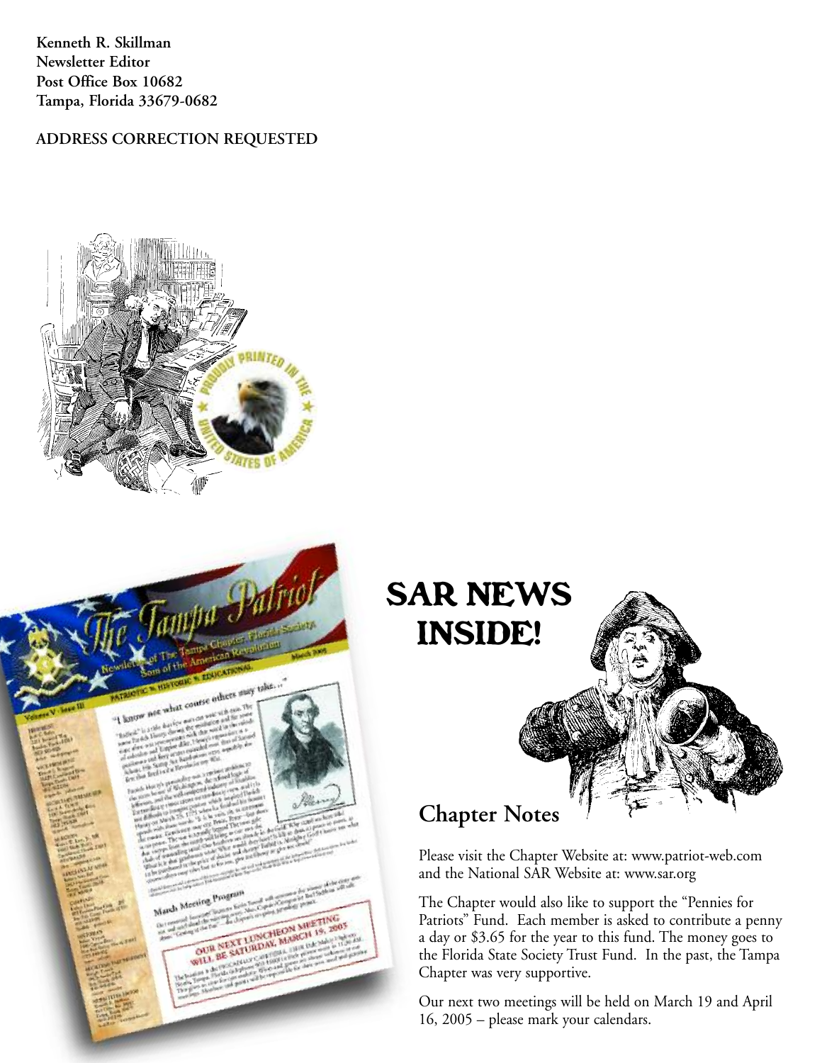**Kenneth R. Skillman**
**Newsletter Editor**
**Post Office Box 10682**
**Tampa, Florida 33679-0682**

**ADDRESS CORRECTION REQUESTED**

# SAR NEWS INSIDE!

## Chapter Notes

Please visit the Chapter Website at: www.patriot-web.com and the National SAR Website at: www.sar.org

The Chapter would also like to support the "Pennies for Patriots" Fund. Each member is asked to contribute a penny a day or $3.65 for the year to this fund. The money goes to the Florida State Society Trust Fund. In the past, the Tampa Chapter was very supportive.

Our next two meetings will be held on March 19 and April 16, 2005 – please mark your calendars.